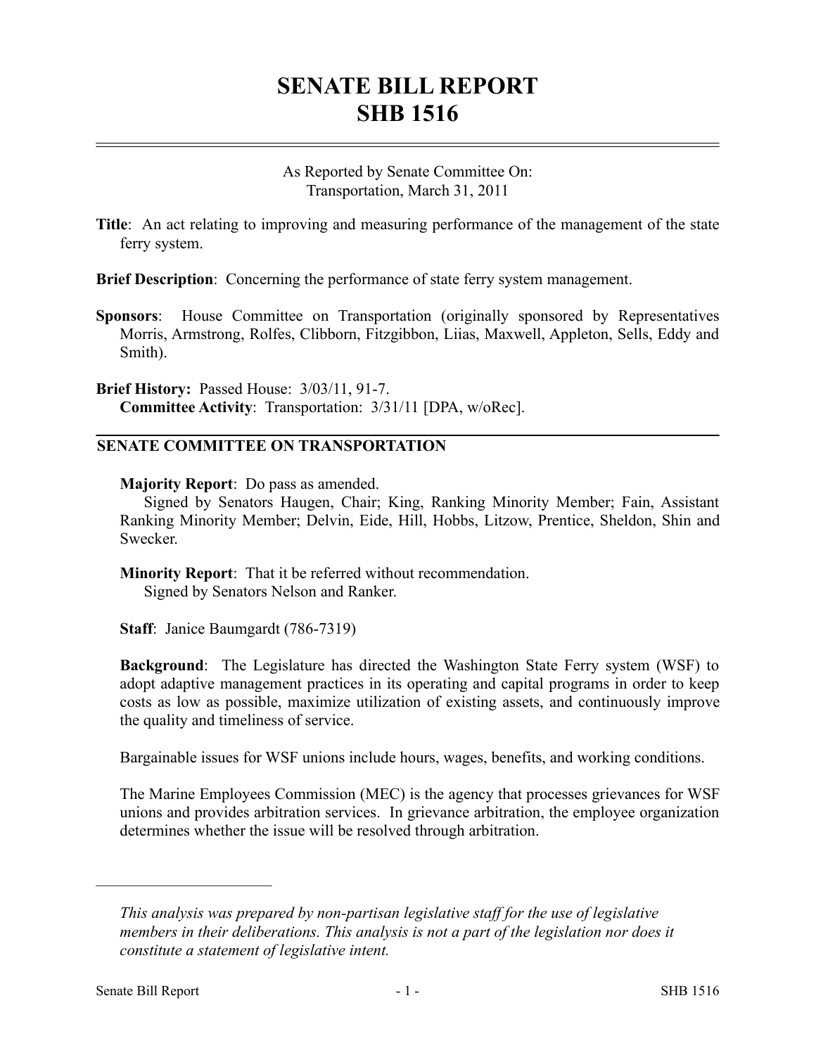# SENATE BILL REPORT
# SHB 1516

As Reported by Senate Committee On:
Transportation, March 31, 2011

**Title**: An act relating to improving and measuring performance of the management of the state ferry system.

**Brief Description**: Concerning the performance of state ferry system management.

**Sponsors**: House Committee on Transportation (originally sponsored by Representatives Morris, Armstrong, Rolfes, Clibborn, Fitzgibbon, Liias, Maxwell, Appleton, Sells, Eddy and Smith).

**Brief History:** Passed House: 3/03/11, 91-7.
**Committee Activity**: Transportation: 3/31/11 [DPA, w/oRec].

## SENATE COMMITTEE ON TRANSPORTATION

**Majority Report**: Do pass as amended.
Signed by Senators Haugen, Chair; King, Ranking Minority Member; Fain, Assistant Ranking Minority Member; Delvin, Eide, Hill, Hobbs, Litzow, Prentice, Sheldon, Shin and Swecker.

**Minority Report**: That it be referred without recommendation.
Signed by Senators Nelson and Ranker.

**Staff**: Janice Baumgardt (786-7319)

**Background**: The Legislature has directed the Washington State Ferry system (WSF) to adopt adaptive management practices in its operating and capital programs in order to keep costs as low as possible, maximize utilization of existing assets, and continuously improve the quality and timeliness of service.

Bargainable issues for WSF unions include hours, wages, benefits, and working conditions.

The Marine Employees Commission (MEC) is the agency that processes grievances for WSF unions and provides arbitration services. In grievance arbitration, the employee organization determines whether the issue will be resolved through arbitration.

---

*This analysis was prepared by non-partisan legislative staff for the use of legislative members in their deliberations. This analysis is not a part of the legislation nor does it constitute a statement of legislative intent.*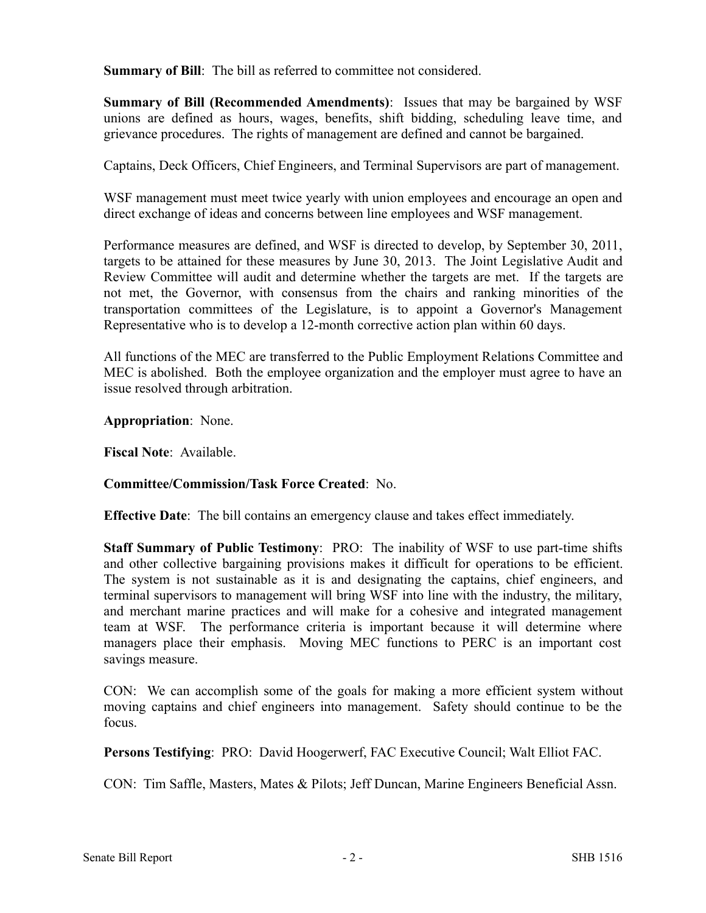**Summary of Bill**: The bill as referred to committee not considered.

**Summary of Bill (Recommended Amendments)**: Issues that may be bargained by WSF unions are defined as hours, wages, benefits, shift bidding, scheduling leave time, and grievance procedures. The rights of management are defined and cannot be bargained.

Captains, Deck Officers, Chief Engineers, and Terminal Supervisors are part of management.

WSF management must meet twice yearly with union employees and encourage an open and direct exchange of ideas and concerns between line employees and WSF management.

Performance measures are defined, and WSF is directed to develop, by September 30, 2011, targets to be attained for these measures by June 30, 2013. The Joint Legislative Audit and Review Committee will audit and determine whether the targets are met. If the targets are not met, the Governor, with consensus from the chairs and ranking minorities of the transportation committees of the Legislature, is to appoint a Governor's Management Representative who is to develop a 12-month corrective action plan within 60 days.

All functions of the MEC are transferred to the Public Employment Relations Committee and MEC is abolished. Both the employee organization and the employer must agree to have an issue resolved through arbitration.

**Appropriation**: None.

**Fiscal Note**: Available.

**Committee/Commission/Task Force Created**: No.

**Effective Date**: The bill contains an emergency clause and takes effect immediately.

**Staff Summary of Public Testimony**: PRO: The inability of WSF to use part-time shifts and other collective bargaining provisions makes it difficult for operations to be efficient. The system is not sustainable as it is and designating the captains, chief engineers, and terminal supervisors to management will bring WSF into line with the industry, the military, and merchant marine practices and will make for a cohesive and integrated management team at WSF. The performance criteria is important because it will determine where managers place their emphasis. Moving MEC functions to PERC is an important cost savings measure.

CON: We can accomplish some of the goals for making a more efficient system without moving captains and chief engineers into management. Safety should continue to be the focus.

**Persons Testifying**: PRO: David Hoogerwerf, FAC Executive Council; Walt Elliot FAC.

CON: Tim Saffle, Masters, Mates & Pilots; Jeff Duncan, Marine Engineers Beneficial Assn.